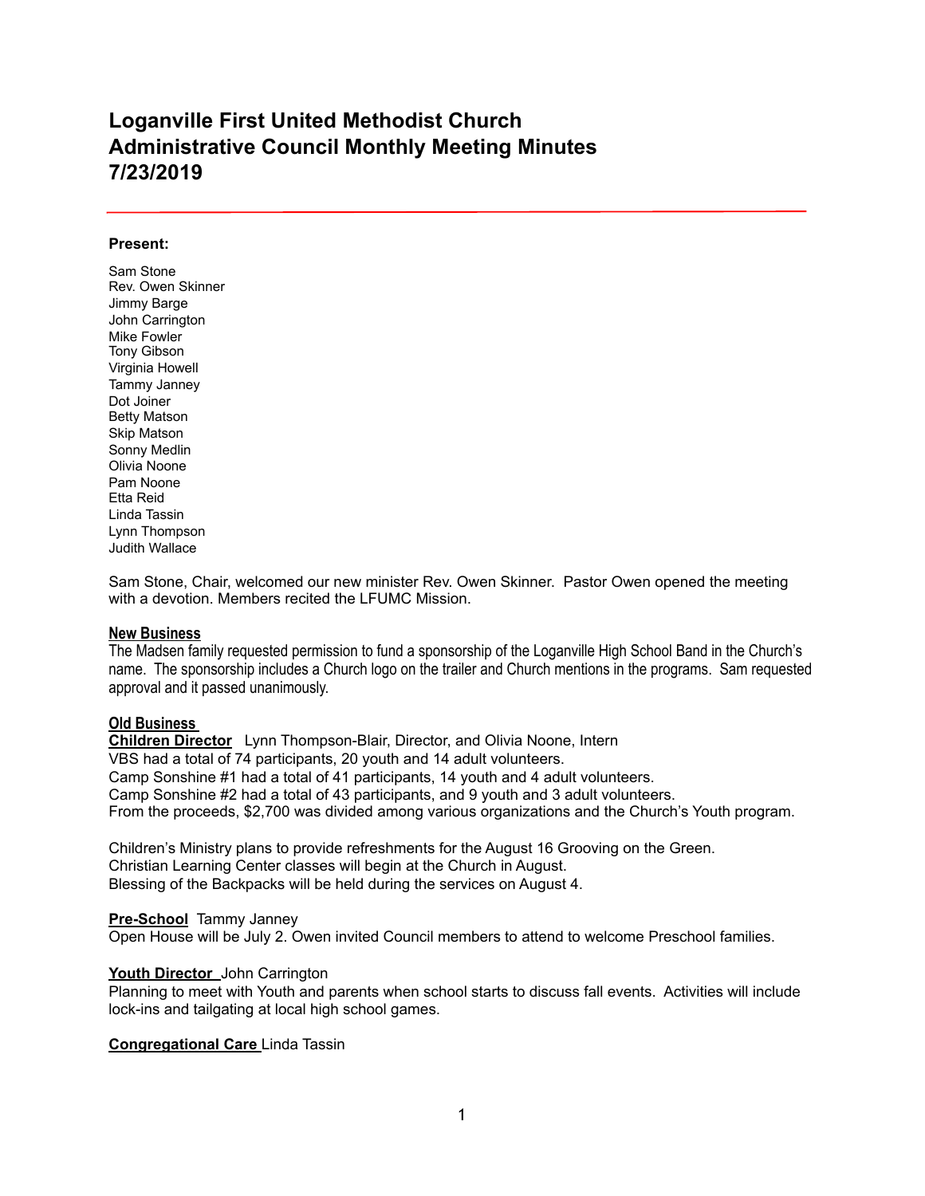# Loganville First United Methodist Church
# Administrative Council Monthly Meeting Minutes
# 7/23/2019

**Present:**

Sam Stone
Rev. Owen Skinner
Jimmy Barge
John Carrington
Mike Fowler
Tony Gibson
Virginia Howell
Tammy Janney
Dot Joiner
Betty Matson
Skip Matson
Sonny Medlin
Olivia Noone
Pam Noone
Etta Reid
Linda Tassin
Lynn Thompson
Judith Wallace

Sam Stone, Chair, welcomed our new minister Rev. Owen Skinner. Pastor Owen opened the meeting with a devotion. Members recited the LFUMC Mission.

**New Business**

The Madsen family requested permission to fund a sponsorship of the Loganville High School Band in the Church's name. The sponsorship includes a Church logo on the trailer and Church mentions in the programs. Sam requested approval and it passed unanimously.

**Old Business**

**Children Director** Lynn Thompson-Blair, Director, and Olivia Noone, Intern
VBS had a total of 74 participants, 20 youth and 14 adult volunteers.
Camp Sonshine #1 had a total of 41 participants, 14 youth and 4 adult volunteers.
Camp Sonshine #2 had a total of 43 participants, and 9 youth and 3 adult volunteers.
From the proceeds, $2,700 was divided among various organizations and the Church's Youth program.

Children's Ministry plans to provide refreshments for the August 16 Grooving on the Green.
Christian Learning Center classes will begin at the Church in August.
Blessing of the Backpacks will be held during the services on August 4.

**Pre-School** Tammy Janney
Open House will be July 2. Owen invited Council members to attend to welcome Preschool families.

**Youth Director** John Carrington
Planning to meet with Youth and parents when school starts to discuss fall events. Activities will include lock-ins and tailgating at local high school games.

**Congregational Care** Linda Tassin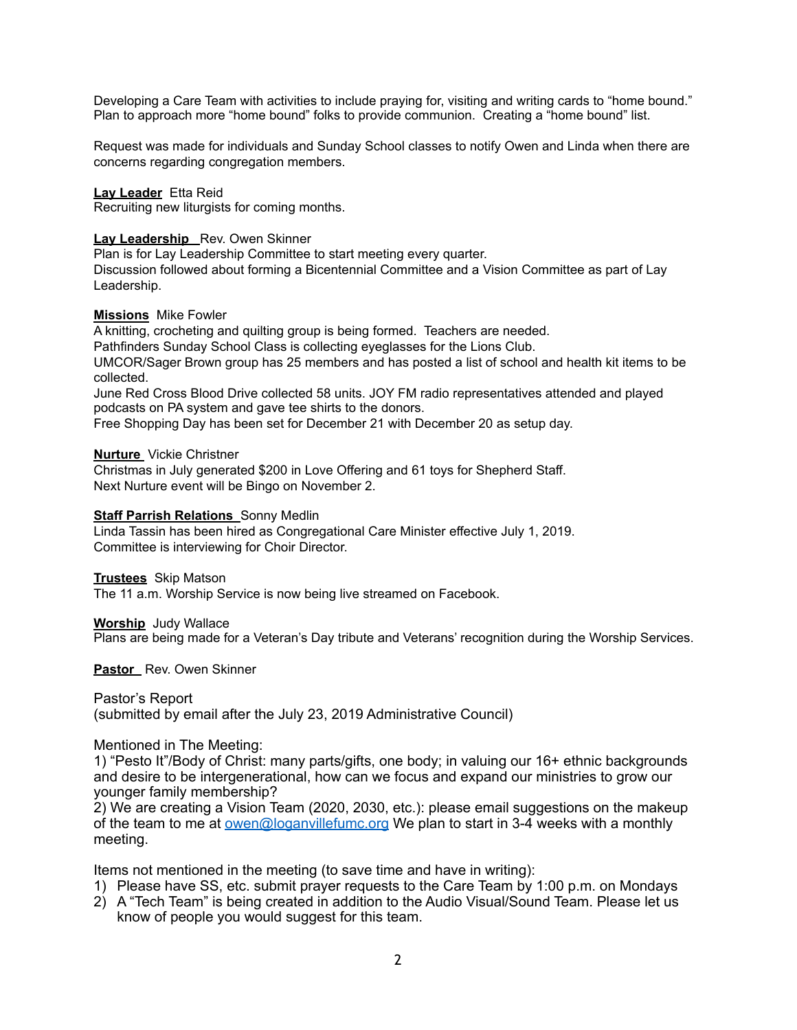Developing a Care Team with activities to include praying for, visiting and writing cards to "home bound." Plan to approach more "home bound" folks to provide communion. Creating a "home bound" list.

Request was made for individuals and Sunday School classes to notify Owen and Linda when there are concerns regarding congregation members.

**Lay Leader** Etta Reid
Recruiting new liturgists for coming months.

**Lay Leadership** Rev. Owen Skinner
Plan is for Lay Leadership Committee to start meeting every quarter.
Discussion followed about forming a Bicentennial Committee and a Vision Committee as part of Lay Leadership.

**Missions** Mike Fowler
A knitting, crocheting and quilting group is being formed. Teachers are needed.
Pathfinders Sunday School Class is collecting eyeglasses for the Lions Club.
UMCOR/Sager Brown group has 25 members and has posted a list of school and health kit items to be collected.
June Red Cross Blood Drive collected 58 units. JOY FM radio representatives attended and played podcasts on PA system and gave tee shirts to the donors.
Free Shopping Day has been set for December 21 with December 20 as setup day.

**Nurture** Vickie Christner
Christmas in July generated $200 in Love Offering and 61 toys for Shepherd Staff.
Next Nurture event will be Bingo on November 2.

**Staff Parrish Relations** Sonny Medlin
Linda Tassin has been hired as Congregational Care Minister effective July 1, 2019.
Committee is interviewing for Choir Director.

**Trustees** Skip Matson
The 11 a.m. Worship Service is now being live streamed on Facebook.

**Worship** Judy Wallace
Plans are being made for a Veteran's Day tribute and Veterans' recognition during the Worship Services.

**Pastor** Rev. Owen Skinner

Pastor's Report
(submitted by email after the July 23, 2019 Administrative Council)

Mentioned in The Meeting:
1) "Pesto It"/Body of Christ: many parts/gifts, one body; in valuing our 16+ ethnic backgrounds and desire to be intergenerational, how can we focus and expand our ministries to grow our younger family membership?
2) We are creating a Vision Team (2020, 2030, etc.): please email suggestions on the makeup of the team to me at [owen@loganvillefumc.org](mailto:owen@loganvillefumc.org) We plan to start in 3-4 weeks with a monthly meeting.

Items not mentioned in the meeting (to save time and have in writing):

1) Please have SS, etc. submit prayer requests to the Care Team by 1:00 p.m. on Mondays
2) A "Tech Team" is being created in addition to the Audio Visual/Sound Team. Please let us know of people you would suggest for this team.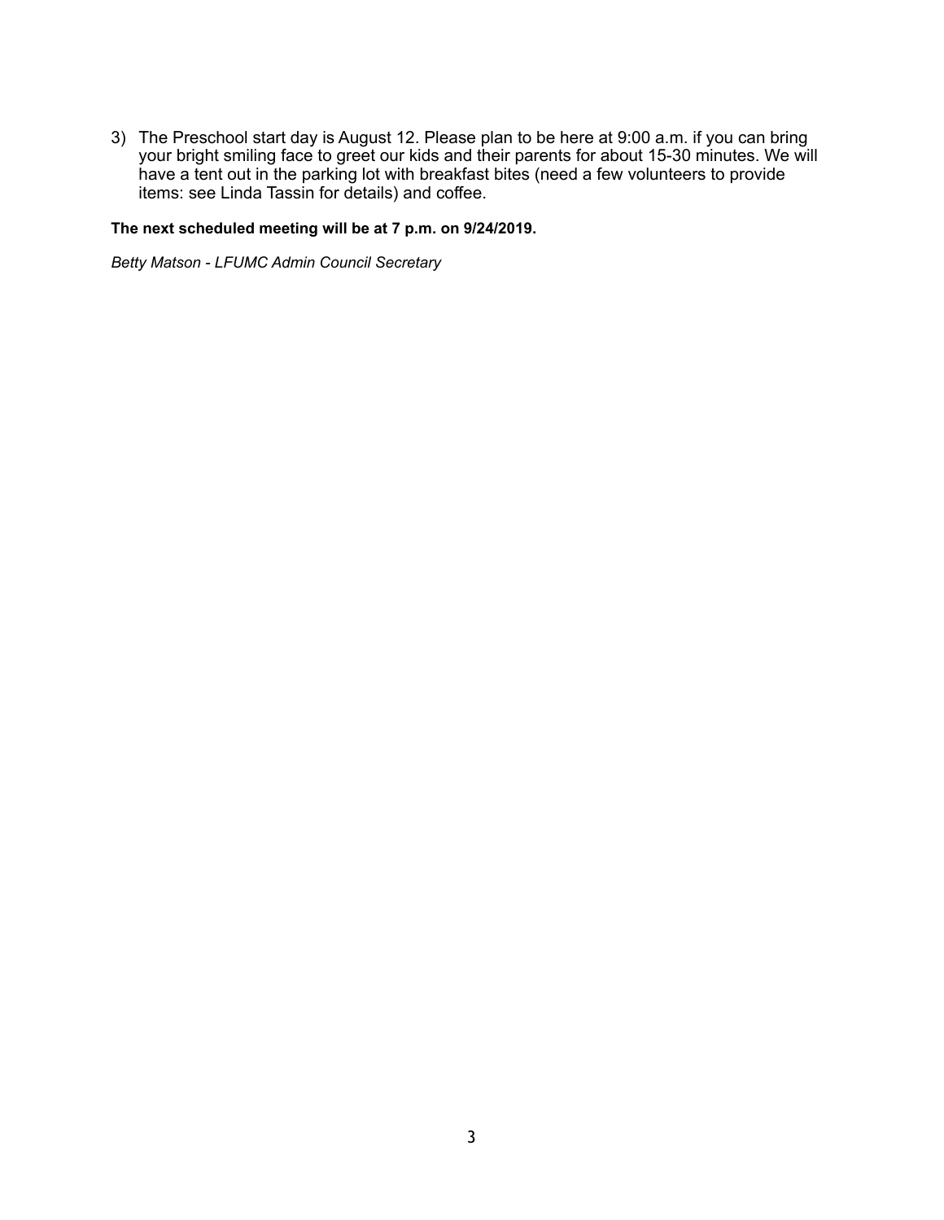3) The Preschool start day is August 12. Please plan to be here at 9:00 a.m. if you can bring your bright smiling face to greet our kids and their parents for about 15-30 minutes. We will have a tent out in the parking lot with breakfast bites (need a few volunteers to provide items: see Linda Tassin for details) and coffee.

**The next scheduled meeting will be at 7 p.m. on 9/24/2019.**

*Betty Matson - LFUMC Admin Council Secretary*